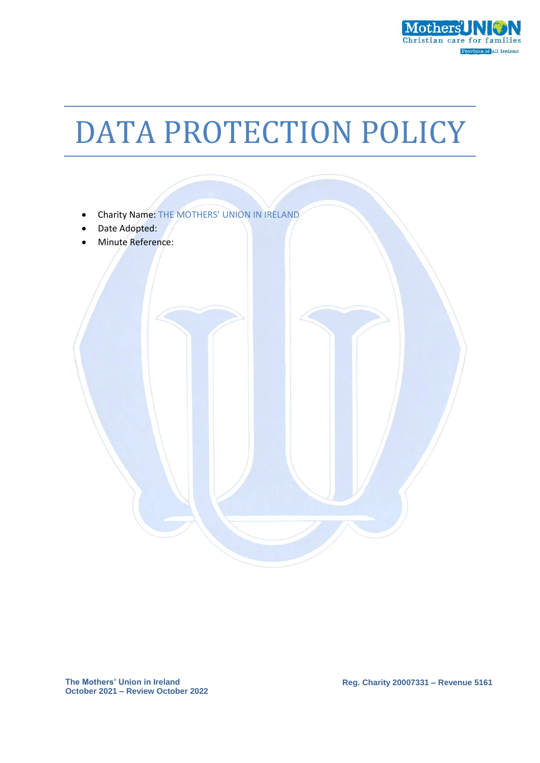# DATA PROTECTION POLICY

- Charity Name: THE MOTHERS' UNION IN IRELAND
- Date Adopted:
- Minute Reference: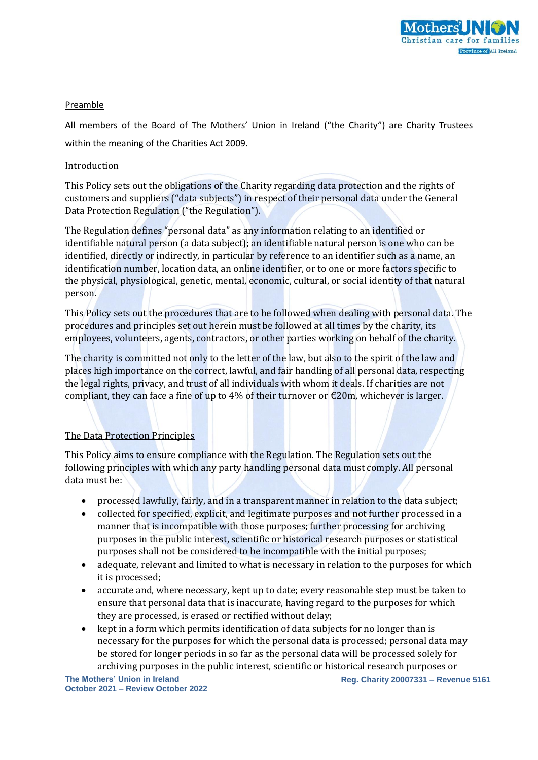Preamble

All members of the Board of The Mothers' Union in Ireland ("the Charity") are Charity Trustees within the meaning of the Charities Act 2009.

Introduction

This Policy sets out the obligations of the Charity regarding data protection and the rights of customers and suppliers ("data subjects") in respect of their personal data under the General Data Protection Regulation ("the Regulation").

The Regulation defines "personal data" as any information relating to an identified or identifiable natural person (a data subject); an identifiable natural person is one who can be identified, directly or indirectly, in particular by reference to an identifier such as a name, an identification number, location data, an online identifier, or to one or more factors specific to the physical, physiological, genetic, mental, economic, cultural, or social identity of that natural person.

This Policy sets out the procedures that are to be followed when dealing with personal data. The procedures and principles set out herein must be followed at all times by the charity, its employees, volunteers, agents, contractors, or other parties working on behalf of the charity.

The charity is committed not only to the letter of the law, but also to the spirit of the law and places high importance on the correct, lawful, and fair handling of all personal data, respecting the legal rights, privacy, and trust of all individuals with whom it deals. If charities are not compliant, they can face a fine of up to 4% of their turnover or €20m, whichever is larger.

The Data Protection Principles

This Policy aims to ensure compliance with the Regulation. The Regulation sets out the following principles with which any party handling personal data must comply. All personal data must be:

- processed lawfully, fairly, and in a transparent manner in relation to the data subject;
- collected for specified, explicit, and legitimate purposes and not further processed in a manner that is incompatible with those purposes; further processing for archiving purposes in the public interest, scientific or historical research purposes or statistical purposes shall not be considered to be incompatible with the initial purposes;
- adequate, relevant and limited to what is necessary in relation to the purposes for which it is processed;
- accurate and, where necessary, kept up to date; every reasonable step must be taken to ensure that personal data that is inaccurate, having regard to the purposes for which they are processed, is erased or rectified without delay;
- kept in a form which permits identification of data subjects for no longer than is necessary for the purposes for which the personal data is processed; personal data may be stored for longer periods in so far as the personal data will be processed solely for archiving purposes in the public interest, scientific or historical research purposes or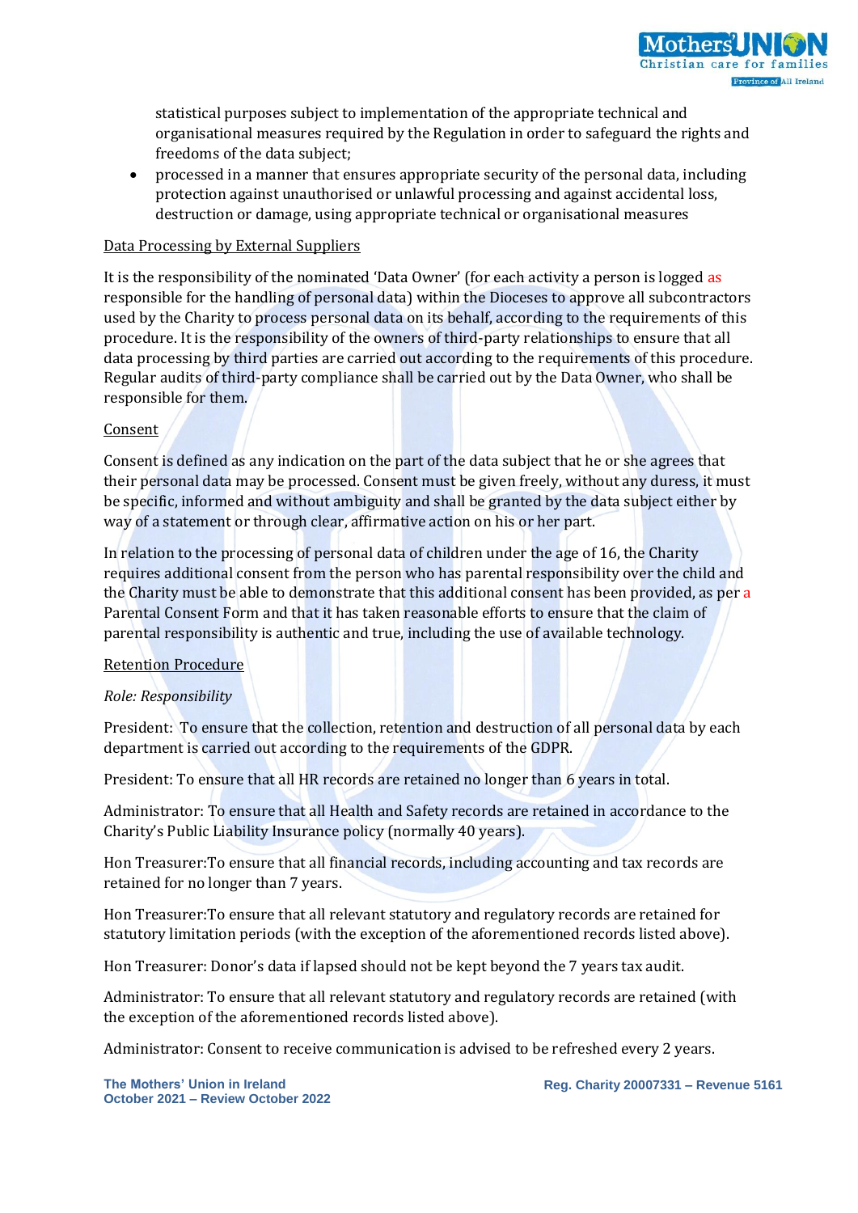statistical purposes subject to implementation of the appropriate technical and organisational measures required by the Regulation in order to safeguard the rights and freedoms of the data subject;

- processed in a manner that ensures appropriate security of the personal data, including protection against unauthorised or unlawful processing and against accidental loss, destruction or damage, using appropriate technical or organisational measures

Data Processing by External Suppliers

It is the responsibility of the nominated 'Data Owner' (for each activity a person is logged as responsible for the handling of personal data) within the Dioceses to approve all subcontractors used by the Charity to process personal data on its behalf, according to the requirements of this procedure. It is the responsibility of the owners of third-party relationships to ensure that all data processing by third parties are carried out according to the requirements of this procedure. Regular audits of third-party compliance shall be carried out by the Data Owner, who shall be responsible for them.

Consent

Consent is defined as any indication on the part of the data subject that he or she agrees that their personal data may be processed. Consent must be given freely, without any duress, it must be specific, informed and without ambiguity and shall be granted by the data subject either by way of a statement or through clear, affirmative action on his or her part.

In relation to the processing of personal data of children under the age of 16, the Charity requires additional consent from the person who has parental responsibility over the child and the Charity must be able to demonstrate that this additional consent has been provided, as per a Parental Consent Form and that it has taken reasonable efforts to ensure that the claim of parental responsibility is authentic and true, including the use of available technology.

Retention Procedure

*Role: Responsibility*

President: To ensure that the collection, retention and destruction of all personal data by each department is carried out according to the requirements of the GDPR.

President: To ensure that all HR records are retained no longer than 6 years in total.

Administrator: To ensure that all Health and Safety records are retained in accordance to the Charity's Public Liability Insurance policy (normally 40 years).

Hon Treasurer:To ensure that all financial records, including accounting and tax records are retained for no longer than 7 years.

Hon Treasurer:To ensure that all relevant statutory and regulatory records are retained for statutory limitation periods (with the exception of the aforementioned records listed above).

Hon Treasurer: Donor's data if lapsed should not be kept beyond the 7 years tax audit.

Administrator: To ensure that all relevant statutory and regulatory records are retained (with the exception of the aforementioned records listed above).

Administrator: Consent to receive communication is advised to be refreshed every 2 years.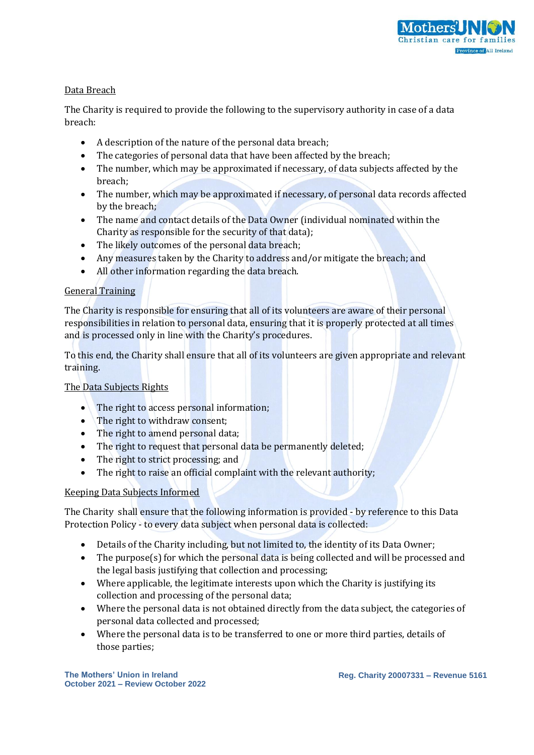## Data Breach

The Charity is required to provide the following to the supervisory authority in case of a data breach:

- A description of the nature of the personal data breach;
- The categories of personal data that have been affected by the breach;
- The number, which may be approximated if necessary, of data subjects affected by the breach;
- The number, which may be approximated if necessary, of personal data records affected by the breach;
- The name and contact details of the Data Owner (individual nominated within the Charity as responsible for the security of that data);
- The likely outcomes of the personal data breach;
- Any measures taken by the Charity to address and/or mitigate the breach; and
- All other information regarding the data breach.

## General Training

The Charity is responsible for ensuring that all of its volunteers are aware of their personal responsibilities in relation to personal data, ensuring that it is properly protected at all times and is processed only in line with the Charity's procedures.

To this end, the Charity shall ensure that all of its volunteers are given appropriate and relevant training.

## The Data Subjects Rights

- The right to access personal information;
- The right to withdraw consent;
- The right to amend personal data;
- The right to request that personal data be permanently deleted;
- The right to strict processing; and
- The right to raise an official complaint with the relevant authority;

## Keeping Data Subjects Informed

The Charity shall ensure that the following information is provided - by reference to this Data Protection Policy - to every data subject when personal data is collected:

- Details of the Charity including, but not limited to, the identity of its Data Owner;
- The purpose(s) for which the personal data is being collected and will be processed and the legal basis justifying that collection and processing;
- Where applicable, the legitimate interests upon which the Charity is justifying its collection and processing of the personal data;
- Where the personal data is not obtained directly from the data subject, the categories of personal data collected and processed;
- Where the personal data is to be transferred to one or more third parties, details of those parties;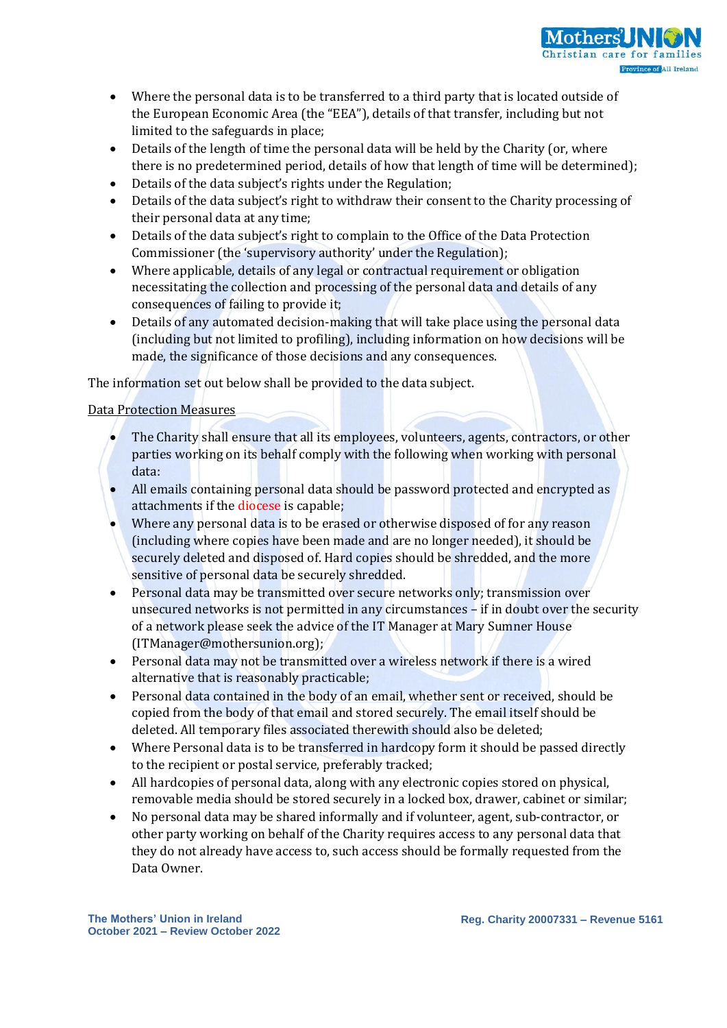- Where the personal data is to be transferred to a third party that is located outside of the European Economic Area (the "EEA"), details of that transfer, including but not limited to the safeguards in place;
- Details of the length of time the personal data will be held by the Charity (or, where there is no predetermined period, details of how that length of time will be determined);
- Details of the data subject's rights under the Regulation;
- Details of the data subject's right to withdraw their consent to the Charity processing of their personal data at any time;
- Details of the data subject's right to complain to the Office of the Data Protection Commissioner (the 'supervisory authority' under the Regulation);
- Where applicable, details of any legal or contractual requirement or obligation necessitating the collection and processing of the personal data and details of any consequences of failing to provide it;
- Details of any automated decision-making that will take place using the personal data (including but not limited to profiling), including information on how decisions will be made, the significance of those decisions and any consequences.

The information set out below shall be provided to the data subject.

Data Protection Measures

- The Charity shall ensure that all its employees, volunteers, agents, contractors, or other parties working on its behalf comply with the following when working with personal data:
- All emails containing personal data should be password protected and encrypted as attachments if the diocese is capable;
- Where any personal data is to be erased or otherwise disposed of for any reason (including where copies have been made and are no longer needed), it should be securely deleted and disposed of. Hard copies should be shredded, and the more sensitive of personal data be securely shredded.
- Personal data may be transmitted over secure networks only; transmission over unsecured networks is not permitted in any circumstances – if in doubt over the security of a network please seek the advice of the IT Manager at Mary Sumner House (ITManager@mothersunion.org);
- Personal data may not be transmitted over a wireless network if there is a wired alternative that is reasonably practicable;
- Personal data contained in the body of an email, whether sent or received, should be copied from the body of that email and stored securely. The email itself should be deleted. All temporary files associated therewith should also be deleted;
- Where Personal data is to be transferred in hardcopy form it should be passed directly to the recipient or postal service, preferably tracked;
- All hardcopies of personal data, along with any electronic copies stored on physical, removable media should be stored securely in a locked box, drawer, cabinet or similar;
- No personal data may be shared informally and if volunteer, agent, sub-contractor, or other party working on behalf of the Charity requires access to any personal data that they do not already have access to, such access should be formally requested from the Data Owner.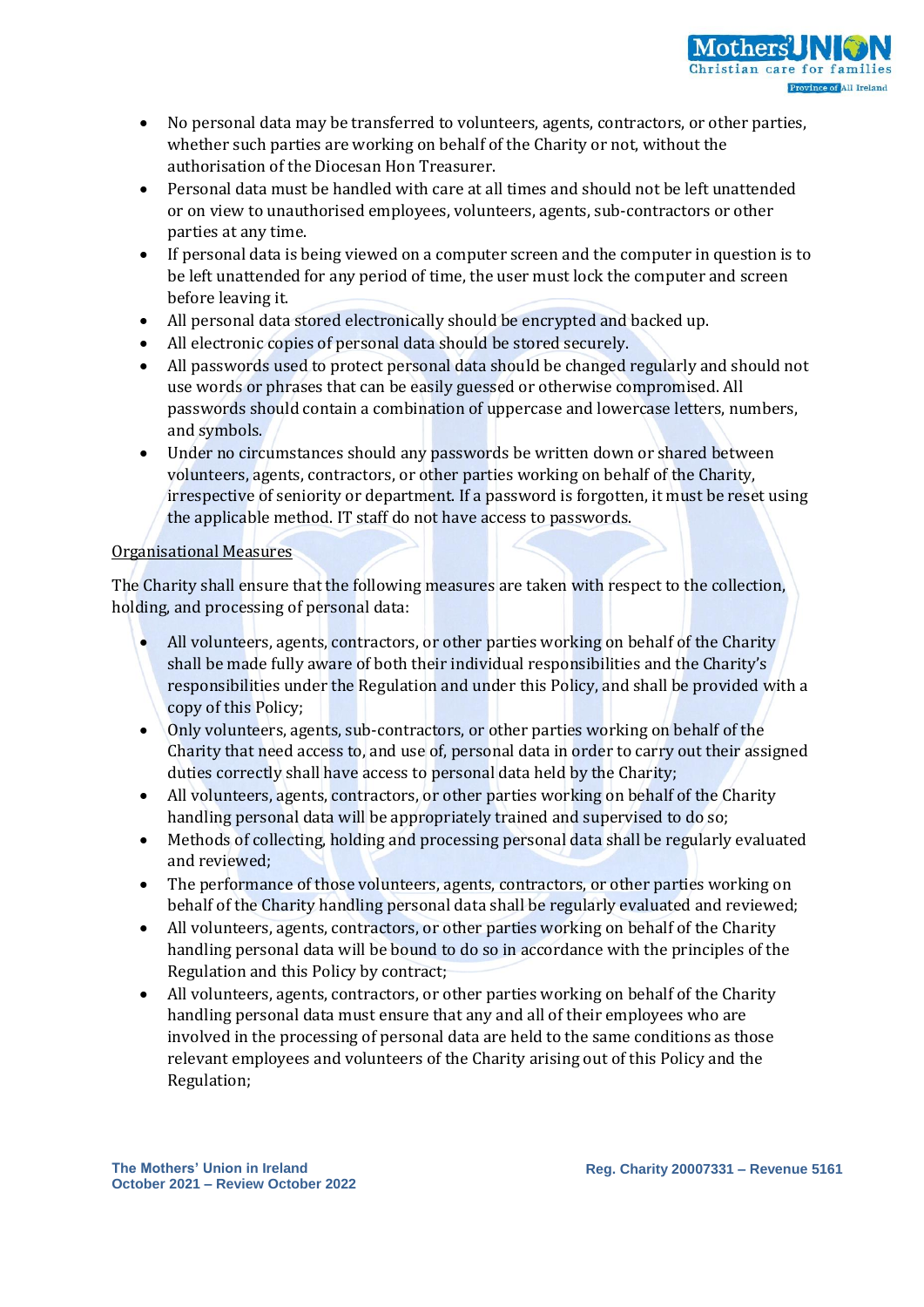- No personal data may be transferred to volunteers, agents, contractors, or other parties, whether such parties are working on behalf of the Charity or not, without the authorisation of the Diocesan Hon Treasurer.
- Personal data must be handled with care at all times and should not be left unattended or on view to unauthorised employees, volunteers, agents, sub-contractors or other parties at any time.
- If personal data is being viewed on a computer screen and the computer in question is to be left unattended for any period of time, the user must lock the computer and screen before leaving it.
- All personal data stored electronically should be encrypted and backed up.
- All electronic copies of personal data should be stored securely.
- All passwords used to protect personal data should be changed regularly and should not use words or phrases that can be easily guessed or otherwise compromised. All passwords should contain a combination of uppercase and lowercase letters, numbers, and symbols.
- Under no circumstances should any passwords be written down or shared between volunteers, agents, contractors, or other parties working on behalf of the Charity, irrespective of seniority or department. If a password is forgotten, it must be reset using the applicable method. IT staff do not have access to passwords.

Organisational Measures

The Charity shall ensure that the following measures are taken with respect to the collection, holding, and processing of personal data:

- All volunteers, agents, contractors, or other parties working on behalf of the Charity shall be made fully aware of both their individual responsibilities and the Charity's responsibilities under the Regulation and under this Policy, and shall be provided with a copy of this Policy;
- Only volunteers, agents, sub-contractors, or other parties working on behalf of the Charity that need access to, and use of, personal data in order to carry out their assigned duties correctly shall have access to personal data held by the Charity;
- All volunteers, agents, contractors, or other parties working on behalf of the Charity handling personal data will be appropriately trained and supervised to do so;
- Methods of collecting, holding and processing personal data shall be regularly evaluated and reviewed;
- The performance of those volunteers, agents, contractors, or other parties working on behalf of the Charity handling personal data shall be regularly evaluated and reviewed;
- All volunteers, agents, contractors, or other parties working on behalf of the Charity handling personal data will be bound to do so in accordance with the principles of the Regulation and this Policy by contract;
- All volunteers, agents, contractors, or other parties working on behalf of the Charity handling personal data must ensure that any and all of their employees who are involved in the processing of personal data are held to the same conditions as those relevant employees and volunteers of the Charity arising out of this Policy and the Regulation;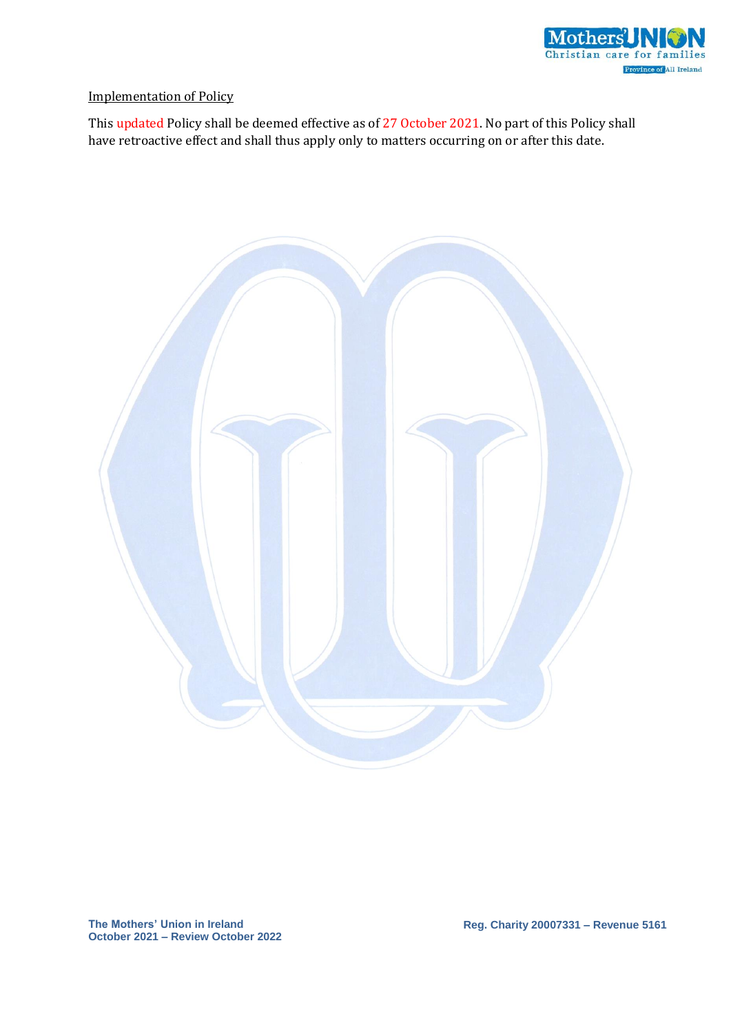Implementation of Policy

This updated Policy shall be deemed effective as of 27 October 2021. No part of this Policy shall have retroactive effect and shall thus apply only to matters occurring on or after this date.